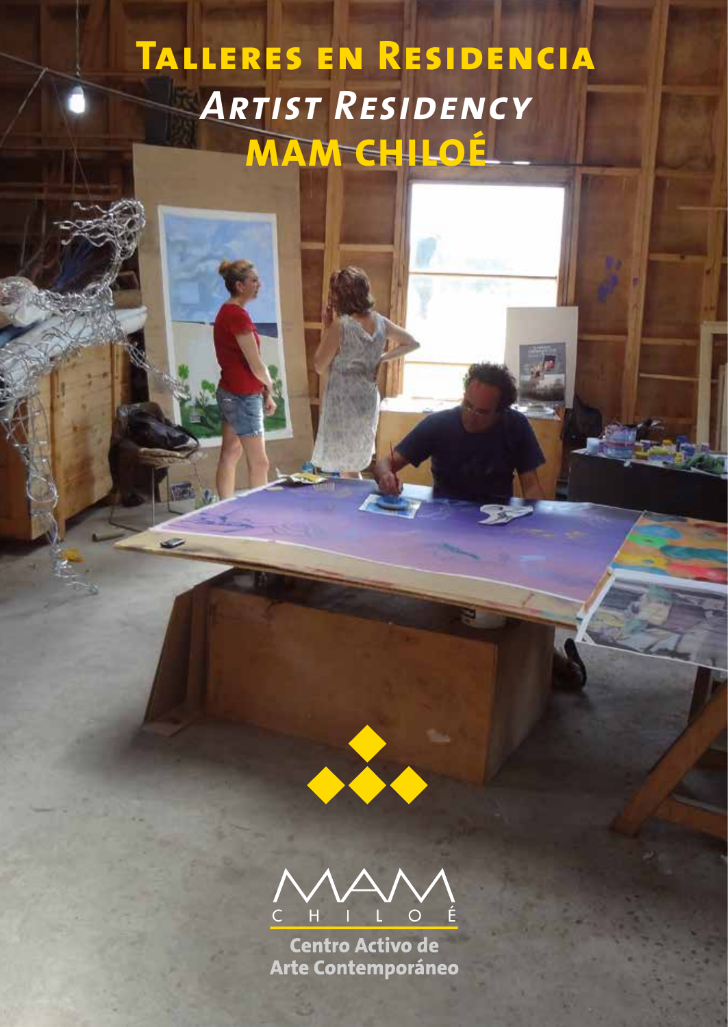# Talleres en Residencia

## *Artist Residency*

## MAM CHILOÉ

MAM

C H I L O É

**Centro Activo de Arte Contemporáneo**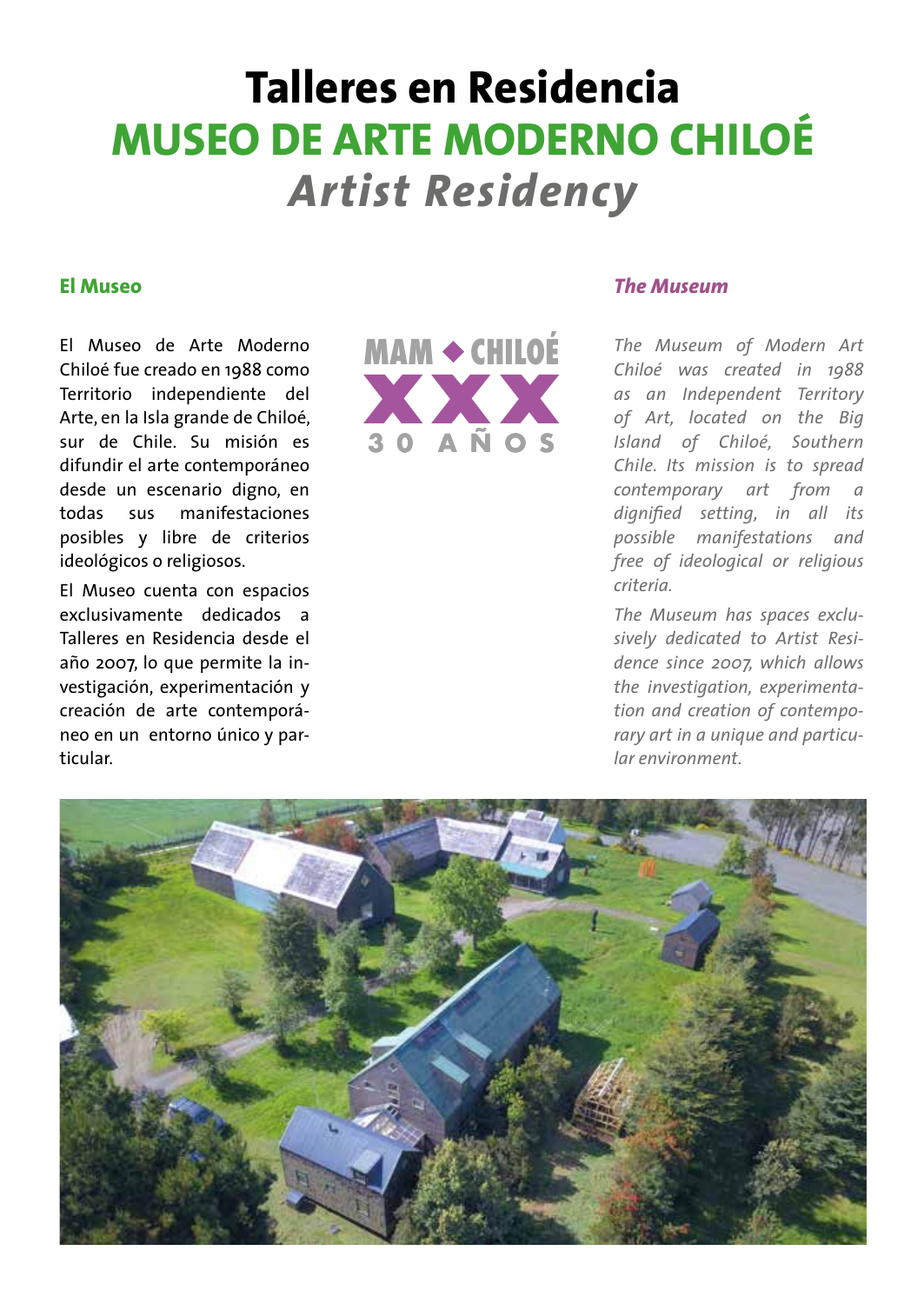# Talleres en Residencia

# MUSEO DE ARTE MODERNO CHILOÉ

# *Artist Residency*

## El Museo

El Museo de Arte Moderno Chiloé fue creado en 1988 como Territorio independiente del Arte, en la Isla grande de Chiloé, sur de Chile. Su misión es difundir el arte contemporáneo desde un escenario digno, en todas sus manifestaciones posibles y libre de criterios ideológicos o religiosos.

El Museo cuenta con espacios exclusivamente dedicados a Talleres en Residencia desde el año 2007, lo que permite la investigación, experimentación y creación de arte contemporáneo en un entorno único y particular.

MAM ◆ CHILOÉ
XXX
30 AÑOS

## *The Museum*

*The Museum of Modern Art Chiloé was created in 1988 as an Independent Territory of Art, located on the Big Island of Chiloé, Southern Chile. Its mission is to spread contemporary art from a dignified setting, in all its possible manifestations and free of ideological or religious criteria.*

*The Museum has spaces exclusively dedicated to Artist Residence since 2007, which allows the investigation, experimentation and creation of contemporary art in a unique and particular environment.*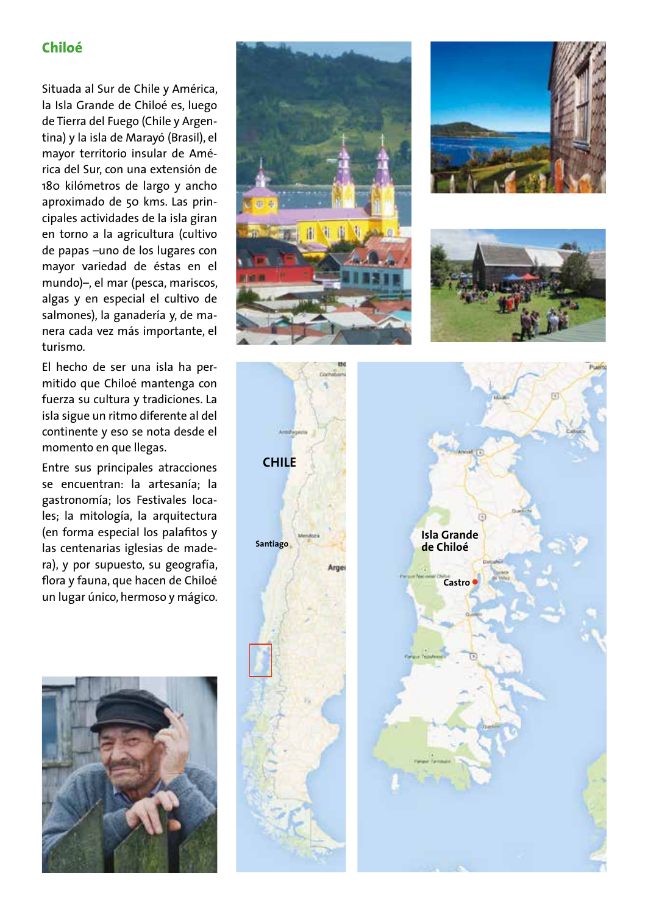## Chiloé

Situada al Sur de Chile y América, la Isla Grande de Chiloé es, luego de Tierra del Fuego (Chile y Argentina) y la isla de Marayó (Brasil), el mayor territorio insular de América del Sur, con una extensión de 180 kilómetros de largo y ancho aproximado de 50 kms. Las principales actividades de la isla giran en torno a la agricultura (cultivo de papas –uno de los lugares con mayor variedad de éstas en el mundo)–, el mar (pesca, mariscos, algas y en especial el cultivo de salmones), la ganadería y, de manera cada vez más importante, el turismo.

El hecho de ser una isla ha permitido que Chiloé mantenga con fuerza su cultura y tradiciones. La isla sigue un ritmo diferente al del continente y eso se nota desde el momento en que llegas.

Entre sus principales atracciones se encuentran: la artesanía; la gastronomía; los Festivales locales; la mitología, la arquitectura (en forma especial los palafitos y las centenarias iglesias de madera), y por supuesto, su geografía, flora y fauna, que hacen de Chiloé un lugar único, hermoso y mágico.

CHILE

Santiago

Isla Grande de Chiloé

Castro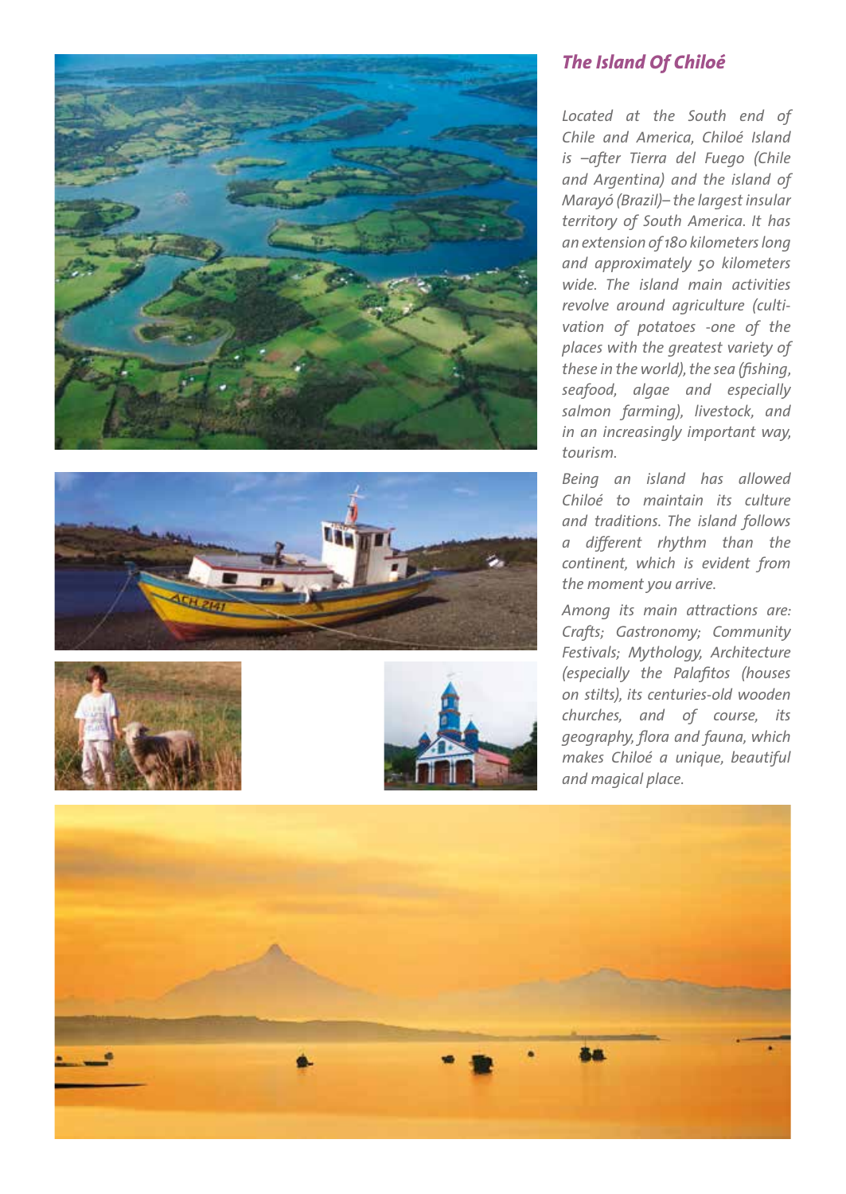## *The Island Of Chiloé*

*Located at the South end of Chile and America, Chiloé Island is –after Tierra del Fuego (Chile and Argentina) and the island of Marayó (Brazil)– the largest insular territory of South America. It has an extension of 180 kilometers long and approximately 50 kilometers wide. The island main activities revolve around agriculture (cultivation of potatoes -one of the places with the greatest variety of these in the world), the sea (fishing, seafood, algae and especially salmon farming), livestock, and in an increasingly important way, tourism.*

*Being an island has allowed Chiloé to maintain its culture and traditions. The island follows a different rhythm than the continent, which is evident from the moment you arrive.*

*Among its main attractions are: Crafts; Gastronomy; Community Festivals; Mythology, Architecture (especially the Palafitos (houses on stilts), its centuries-old wooden churches, and of course, its geography, flora and fauna, which makes Chiloé a unique, beautiful and magical place.*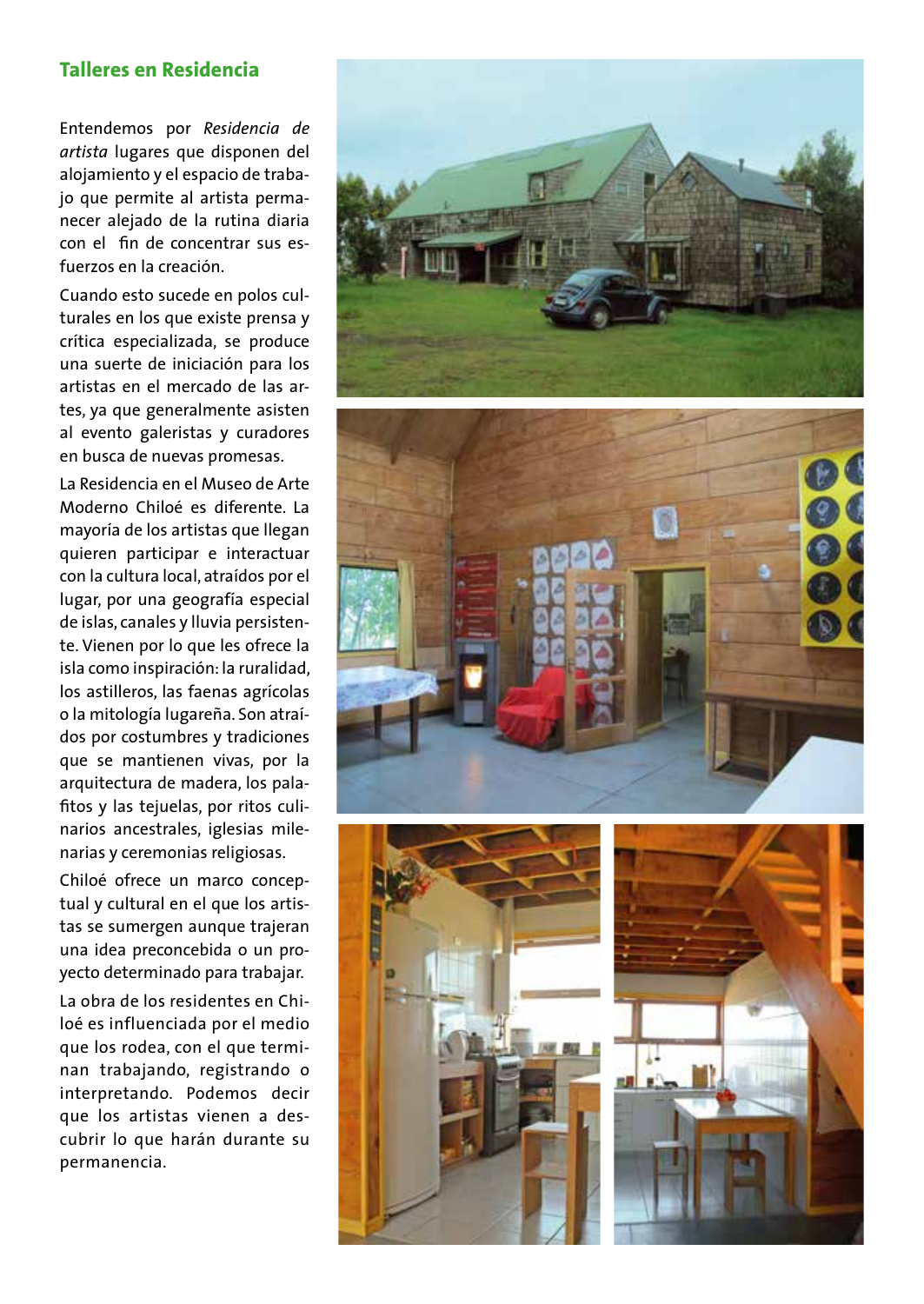## Talleres en Residencia

Entendemos por *Residencia de artista* lugares que disponen del alojamiento y el espacio de trabajo que permite al artista permanecer alejado de la rutina diaria con el fin de concentrar sus esfuerzos en la creación.

Cuando esto sucede en polos culturales en los que existe prensa y crítica especializada, se produce una suerte de iniciación para los artistas en el mercado de las artes, ya que generalmente asisten al evento galeristas y curadores en busca de nuevas promesas.

La Residencia en el Museo de Arte Moderno Chiloé es diferente. La mayoría de los artistas que llegan quieren participar e interactuar con la cultura local, atraídos por el lugar, por una geografía especial de islas, canales y lluvia persistente. Vienen por lo que les ofrece la isla como inspiración: la ruralidad, los astilleros, las faenas agrícolas o la mitología lugareña. Son atraídos por costumbres y tradiciones que se mantienen vivas, por la arquitectura de madera, los palafitos y las tejuelas, por ritos culinarios ancestrales, iglesias milenarias y ceremonias religiosas.

Chiloé ofrece un marco conceptual y cultural en el que los artistas se sumergen aunque trajeran una idea preconcebida o un proyecto determinado para trabajar.

La obra de los residentes en Chiloé es influenciada por el medio que los rodea, con el que terminan trabajando, registrando o interpretando. Podemos decir que los artistas vienen a descubrir lo que harán durante su permanencia.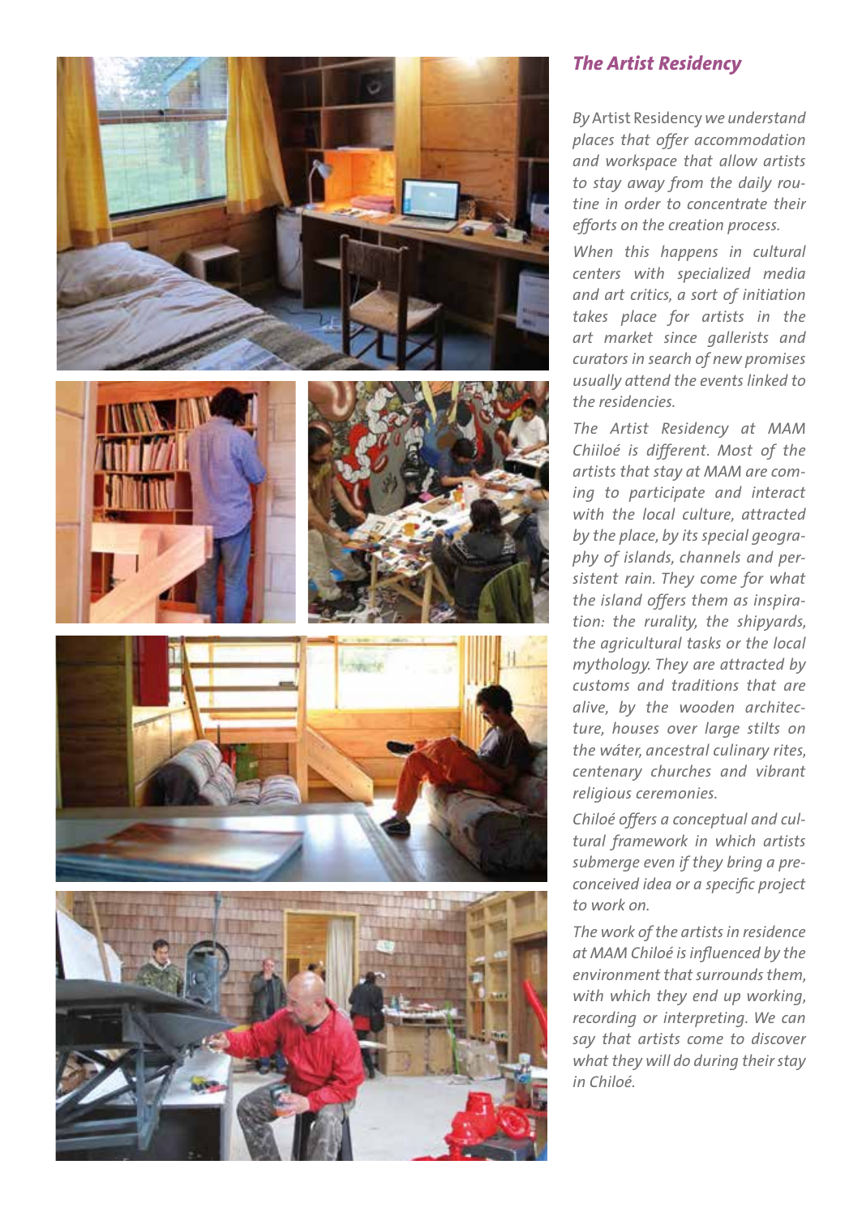## *The Artist Residency*

*By* Artist Residency *we understand places that offer accommodation and workspace that allow artists to stay away from the daily routine in order to concentrate their efforts on the creation process.*

*When this happens in cultural centers with specialized media and art critics, a sort of initiation takes place for artists in the art market since gallerists and curators in search of new promises usually attend the events linked to the residencies.*

*The Artist Residency at MAM Chiiloé is different. Most of the artists that stay at MAM are coming to participate and interact with the local culture, attracted by the place, by its special geography of islands, channels and persistent rain. They come for what the island offers them as inspiration: the rurality, the shipyards, the agricultural tasks or the local mythology. They are attracted by customs and traditions that are alive, by the wooden architecture, houses over large stilts on the wáter, ancestral culinary rites, centenary churches and vibrant religious ceremonies.*

*Chiloé offers a conceptual and cultural framework in which artists submerge even if they bring a preconceived idea or a specific project to work on.*

*The work of the artists in residence at MAM Chiloé is influenced by the environment that surrounds them, with which they end up working, recording or interpreting. We can say that artists come to discover what they will do during their stay in Chiloé.*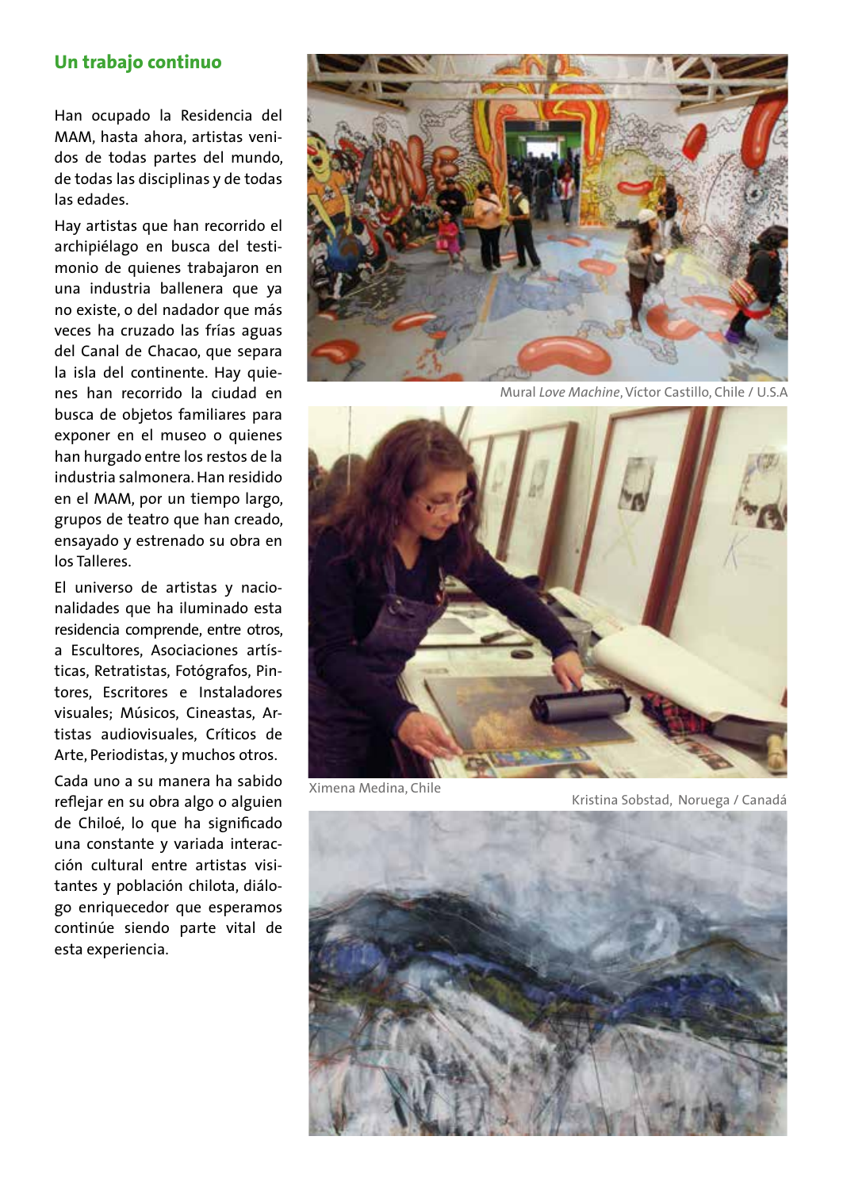## Un trabajo continuo

Han ocupado la Residencia del MAM, hasta ahora, artistas venidos de todas partes del mundo, de todas las disciplinas y de todas las edades.

Hay artistas que han recorrido el archipiélago en busca del testimonio de quienes trabajaron en una industria ballenera que ya no existe, o del nadador que más veces ha cruzado las frías aguas del Canal de Chacao, que separa la isla del continente. Hay quienes han recorrido la ciudad en busca de objetos familiares para exponer en el museo o quienes han hurgado entre los restos de la industria salmonera. Han residido en el MAM, por un tiempo largo, grupos de teatro que han creado, ensayado y estrenado su obra en los Talleres.

El universo de artistas y nacionalidades que ha iluminado esta residencia comprende, entre otros, a Escultores, Asociaciones artísticas, Retratistas, Fotógrafos, Pintores, Escritores e Instaladores visuales; Músicos, Cineastas, Artistas audiovisuales, Críticos de Arte, Periodistas, y muchos otros.

Cada uno a su manera ha sabido reflejar en su obra algo o alguien de Chiloé, lo que ha significado una constante y variada interacción cultural entre artistas visitantes y población chilota, diálogo enriquecedor que esperamos continúe siendo parte vital de esta experiencia.

Mural *Love Machine*, Víctor Castillo, Chile / U.S.A

Ximena Medina, Chile

Kristina Sobstad, Noruega / Canadá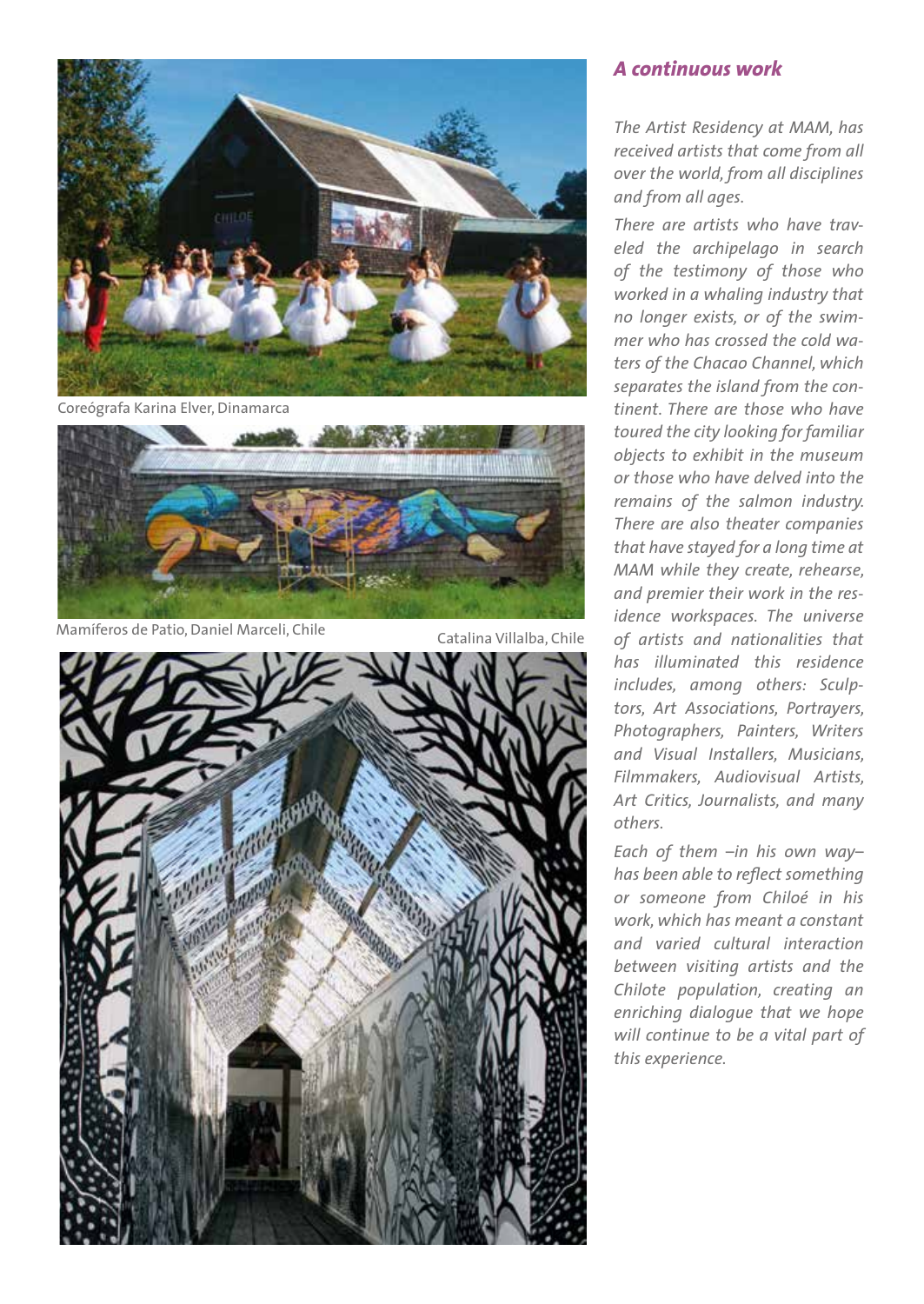Coreógrafa Karina Elver, Dinamarca

Mamíferos de Patio, Daniel Marceli, Chile

Catalina Villalba, Chile

## *A continuous work*

*The Artist Residency at MAM, has received artists that come from all over the world, from all disciplines and from all ages.*

*There are artists who have traveled the archipelago in search of the testimony of those who worked in a whaling industry that no longer exists, or of the swimmer who has crossed the cold waters of the Chacao Channel, which separates the island from the continent. There are those who have toured the city looking for familiar objects to exhibit in the museum or those who have delved into the remains of the salmon industry. There are also theater companies that have stayed for a long time at MAM while they create, rehearse, and premier their work in the residence workspaces. The universe of artists and nationalities that has illuminated this residence includes, among others: Sculptors, Art Associations, Portrayers, Photographers, Painters, Writers and Visual Installers, Musicians, Filmmakers, Audiovisual Artists, Art Critics, Journalists, and many others.*

*Each of them –in his own way– has been able to reflect something or someone from Chiloé in his work, which has meant a constant and varied cultural interaction between visiting artists and the Chilote population, creating an enriching dialogue that we hope will continue to be a vital part of this experience.*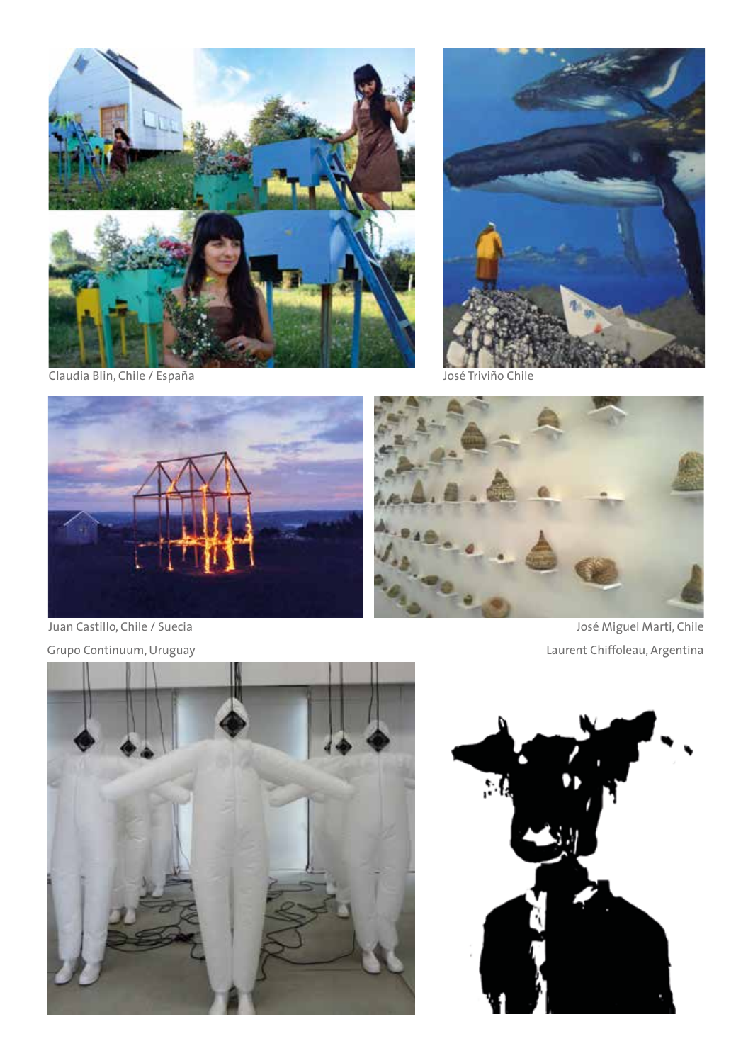Claudia Blin, Chile / España

José Triviño Chile

Juan Castillo, Chile / Suecia

José Miguel Marti, Chile

Grupo Continuum, Uruguay

Laurent Chiffoleau, Argentina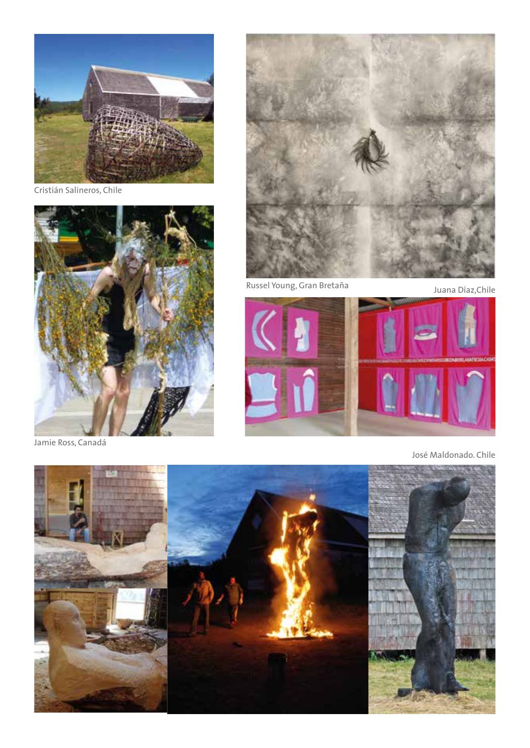Cristián Salineros, Chile

Russel Young, Gran Bretaña

Juana Díaz,Chile

Jamie Ross, Canadá

José Maldonado. Chile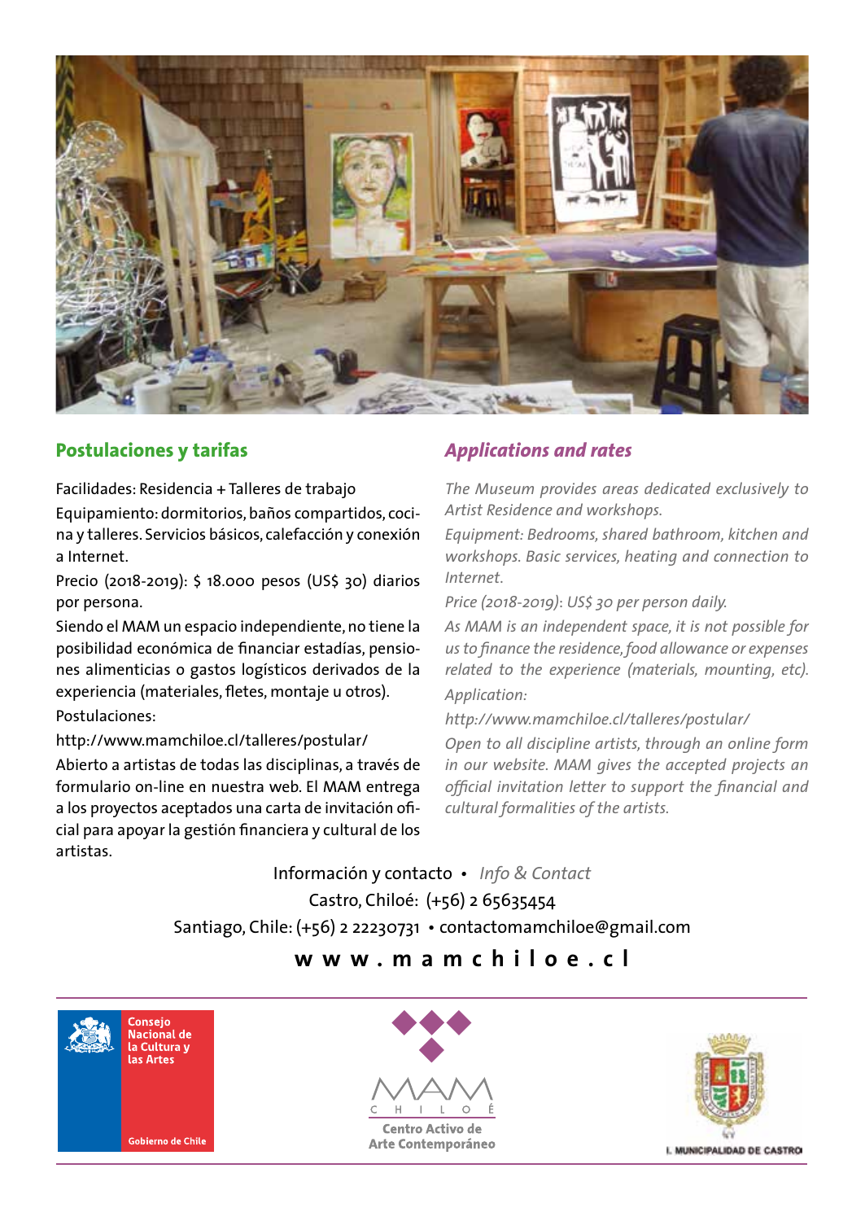## Postulaciones y tarifas

Facilidades: Residencia + Talleres de trabajo

Equipamiento: dormitorios, baños compartidos, cocina y talleres. Servicios básicos, calefacción y conexión a Internet.

Precio (2018-2019): $ 18.000 pesos (US$ 30) diarios por persona.

Siendo el MAM un espacio independiente, no tiene la posibilidad económica de financiar estadías, pensiones alimenticias o gastos logísticos derivados de la experiencia (materiales, fletes, montaje u otros).

Postulaciones:

http://www.mamchiloe.cl/talleres/postular/

Abierto a artistas de todas las disciplinas, a través de formulario on-line en nuestra web. El MAM entrega a los proyectos aceptados una carta de invitación oficial para apoyar la gestión financiera y cultural de los artistas.

## *Applications and rates*

*The Museum provides areas dedicated exclusively to Artist Residence and workshops.*

*Equipment: Bedrooms, shared bathroom, kitchen and workshops. Basic services, heating and connection to Internet.*

*Price (2018-2019): US$ 30 per person daily.*

*As MAM is an independent space, it is not possible for us to finance the residence, food allowance or expenses related to the experience (materials, mounting, etc).*

*Application:*

*http://www.mamchiloe.cl/talleres/postular/*

*Open to all discipline artists, through an online form in our website. MAM gives the accepted projects an official invitation letter to support the financial and cultural formalities of the artists.*

Información y contacto • *Info & Contact*

Castro, Chiloé: (+56) 2 65635454

Santiago, Chile: (+56) 2 22230731 • contactomamchiloe@gmail.com

**www.mamchiloe.cl**

Consejo Nacional de la Cultura y las Artes

Gobierno de Chile

MAM CHILOÉ

Centro Activo de Arte Contemporáneo

I. MUNICIPALIDAD DE CASTRO